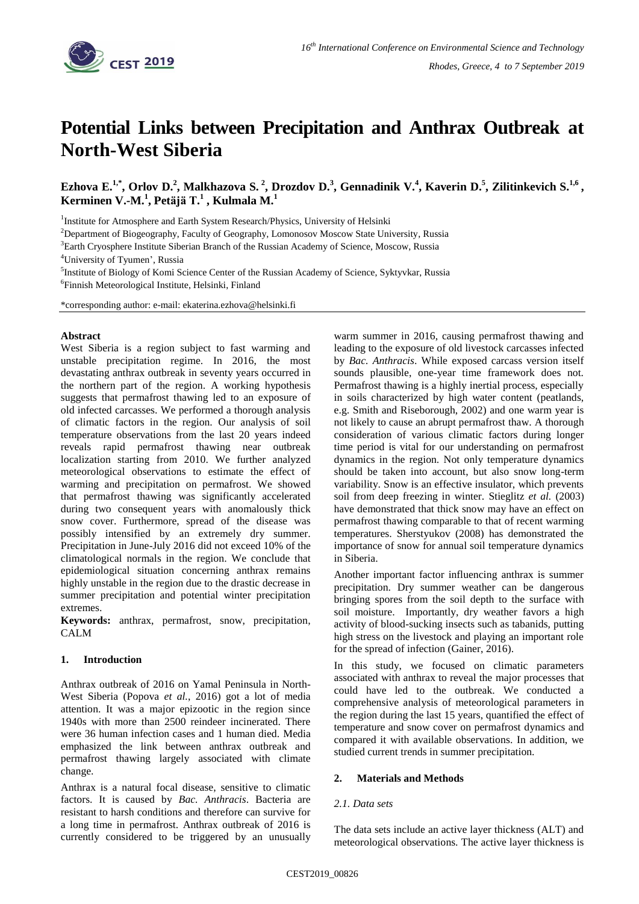# Potential Links between Precipitation and Anthrax Outbreak at North-West Siberia

**Ezhova E.[1,*], Orlov D.[2], Malkhazova S.[2], Drozdov D.[3], Gennadinik V.[4], Kaverin D.[5], Zilitinkevich S.[1,6], Kerminen V.-M.[1], Petäjä T.[1], Kulmala M.[1]**

[1]Institute for Atmosphere and Earth System Research/Physics, University of Helsinki

[2]Department of Biogeography, Faculty of Geography, Lomonosov Moscow State University, Russia

[3]Earth Cryosphere Institute Siberian Branch of the Russian Academy of Science, Moscow, Russia

[4]University of Tyumen', Russia

[5]Institute of Biology of Komi Science Center of the Russian Academy of Science, Syktyvkar, Russia

[6]Finnish Meteorological Institute, Helsinki, Finland

*corresponding author: e-mail: ekaterina.ezhova@helsinki.fi

### Abstract

West Siberia is a region subject to fast warming and unstable precipitation regime. In 2016, the most devastating anthrax outbreak in seventy years occurred in the northern part of the region. A working hypothesis suggests that permafrost thawing led to an exposure of old infected carcasses. We performed a thorough analysis of climatic factors in the region. Our analysis of soil temperature observations from the last 20 years indeed reveals rapid permafrost thawing near outbreak localization starting from 2010. We further analyzed meteorological observations to estimate the effect of warming and precipitation on permafrost. We showed that permafrost thawing was significantly accelerated during two consequent years with anomalously thick snow cover. Furthermore, spread of the disease was possibly intensified by an extremely dry summer. Precipitation in June-July 2016 did not exceed 10% of the climatological normals in the region. We conclude that epidemiological situation concerning anthrax remains highly unstable in the region due to the drastic decrease in summer precipitation and potential winter precipitation extremes.

**Keywords:** anthrax, permafrost, snow, precipitation, CALM

## 1. Introduction

Anthrax outbreak of 2016 on Yamal Peninsula in North-West Siberia (Popova *et al.*, 2016) got a lot of media attention. It was a major epizootic in the region since 1940s with more than 2500 reindeer incinerated. There were 36 human infection cases and 1 human died. Media emphasized the link between anthrax outbreak and permafrost thawing largely associated with climate change.

Anthrax is a natural focal disease, sensitive to climatic factors. It is caused by *Bac. Anthracis*. Bacteria are resistant to harsh conditions and therefore can survive for a long time in permafrost. Anthrax outbreak of 2016 is currently considered to be triggered by an unusually warm summer in 2016, causing permafrost thawing and leading to the exposure of old livestock carcasses infected by *Bac. Anthracis*. While exposed carcass version itself sounds plausible, one-year time framework does not. Permafrost thawing is a highly inertial process, especially in soils characterized by high water content (peatlands, e.g. Smith and Riseborough, 2002) and one warm year is not likely to cause an abrupt permafrost thaw. A thorough consideration of various climatic factors during longer time period is vital for our understanding on permafrost dynamics in the region. Not only temperature dynamics should be taken into account, but also snow long-term variability. Snow is an effective insulator, which prevents soil from deep freezing in winter. Stieglitz *et al.* (2003) have demonstrated that thick snow may have an effect on permafrost thawing comparable to that of recent warming temperatures. Sherstyukov (2008) has demonstrated the importance of snow for annual soil temperature dynamics in Siberia.

Another important factor influencing anthrax is summer precipitation. Dry summer weather can be dangerous bringing spores from the soil depth to the surface with soil moisture. Importantly, dry weather favors a high activity of blood-sucking insects such as tabanids, putting high stress on the livestock and playing an important role for the spread of infection (Gainer, 2016).

In this study, we focused on climatic parameters associated with anthrax to reveal the major processes that could have led to the outbreak. We conducted a comprehensive analysis of meteorological parameters in the region during the last 15 years, quantified the effect of temperature and snow cover on permafrost dynamics and compared it with available observations. In addition, we studied current trends in summer precipitation.

## 2. Materials and Methods

### *2.1. Data sets*

The data sets include an active layer thickness (ALT) and meteorological observations. The active layer thickness is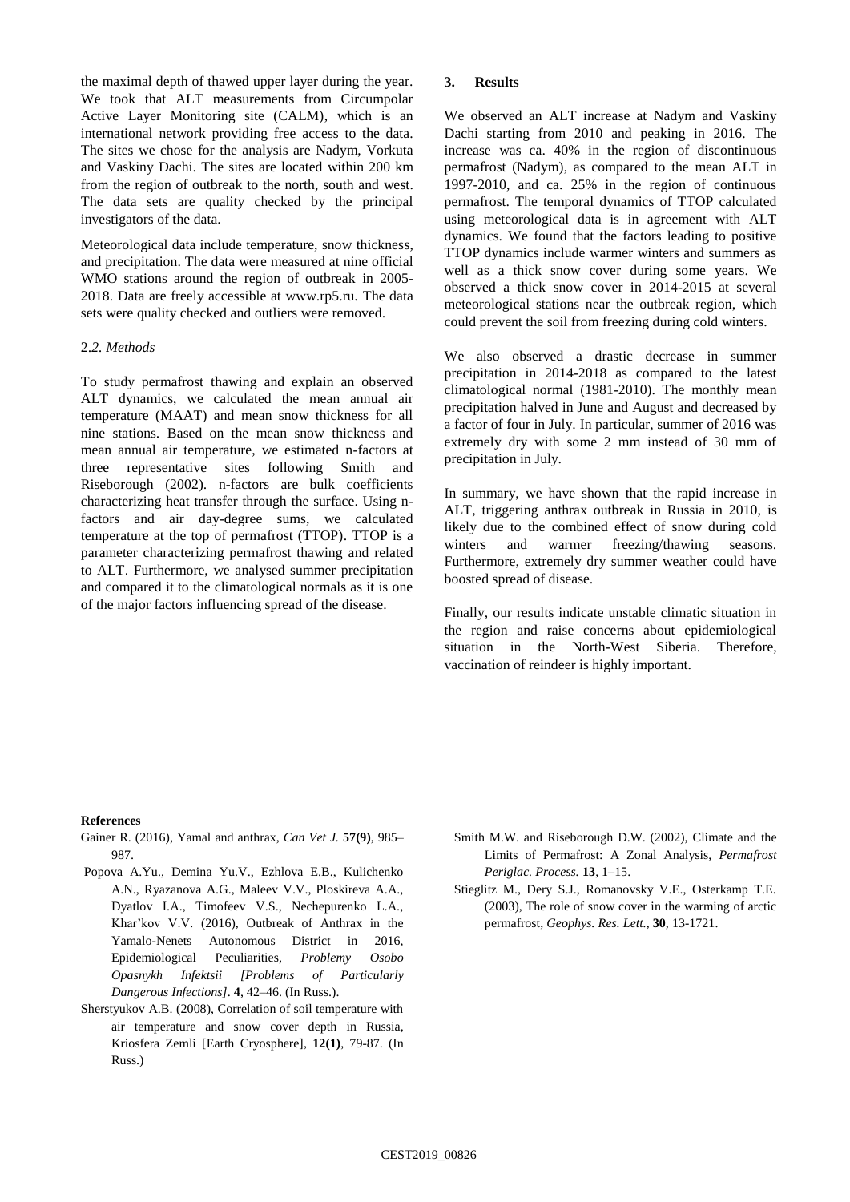the maximal depth of thawed upper layer during the year. We took that ALT measurements from Circumpolar Active Layer Monitoring site (CALM), which is an international network providing free access to the data. The sites we chose for the analysis are Nadym, Vorkuta and Vaskiny Dachi. The sites are located within 200 km from the region of outbreak to the north, south and west. The data sets are quality checked by the principal investigators of the data.

Meteorological data include temperature, snow thickness, and precipitation. The data were measured at nine official WMO stations around the region of outbreak in 2005-2018. Data are freely accessible at www.rp5.ru. The data sets were quality checked and outliers were removed.

### 2.2. Methods

To study permafrost thawing and explain an observed ALT dynamics, we calculated the mean annual air temperature (MAAT) and mean snow thickness for all nine stations. Based on the mean snow thickness and mean annual air temperature, we estimated n-factors at three representative sites following Smith and Riseborough (2002). n-factors are bulk coefficients characterizing heat transfer through the surface. Using n-factors and air day-degree sums, we calculated temperature at the top of permafrost (TTOP). TTOP is a parameter characterizing permafrost thawing and related to ALT. Furthermore, we analysed summer precipitation and compared it to the climatological normals as it is one of the major factors influencing spread of the disease.

## 3. Results

We observed an ALT increase at Nadym and Vaskiny Dachi starting from 2010 and peaking in 2016. The increase was ca. 40% in the region of discontinuous permafrost (Nadym), as compared to the mean ALT in 1997-2010, and ca. 25% in the region of continuous permafrost. The temporal dynamics of TTOP calculated using meteorological data is in agreement with ALT dynamics. We found that the factors leading to positive TTOP dynamics include warmer winters and summers as well as a thick snow cover during some years. We observed a thick snow cover in 2014-2015 at several meteorological stations near the outbreak region, which could prevent the soil from freezing during cold winters.

We also observed a drastic decrease in summer precipitation in 2014-2018 as compared to the latest climatological normal (1981-2010). The monthly mean precipitation halved in June and August and decreased by a factor of four in July. In particular, summer of 2016 was extremely dry with some 2 mm instead of 30 mm of precipitation in July.

In summary, we have shown that the rapid increase in ALT, triggering anthrax outbreak in Russia in 2010, is likely due to the combined effect of snow during cold winters and warmer freezing/thawing seasons. Furthermore, extremely dry summer weather could have boosted spread of disease.

Finally, our results indicate unstable climatic situation in the region and raise concerns about epidemiological situation in the North-West Siberia. Therefore, vaccination of reindeer is highly important.

**References**

Gainer R. (2016), Yamal and anthrax, *Can Vet J.* **57(9)**, 985–987.

Popova A.Yu., Demina Yu.V., Ezhlova E.B., Kulichenko A.N., Ryazanova A.G., Maleev V.V., Ploskireva A.A., Dyatlov I.A., Timofeev V.S., Nechepurenko L.A., Khar'kov V.V. (2016), Outbreak of Anthrax in the Yamalo-Nenets Autonomous District in 2016, Epidemiological Peculiarities, *Problemy Osobo Opasnykh Infektsii [Problems of Particularly Dangerous Infections]*. **4**, 42–46. (In Russ.).

Sherstyukov A.B. (2008), Correlation of soil temperature with air temperature and snow cover depth in Russia, Kriosfera Zemli [Earth Cryosphere], **12(1)**, 79-87. (In Russ.)

Smith M.W. and Riseborough D.W. (2002), Climate and the Limits of Permafrost: A Zonal Analysis, *Permafrost Periglac. Process.* **13**, 1–15.

Stieglitz M., Dery S.J., Romanovsky V.E., Osterkamp T.E. (2003), The role of snow cover in the warming of arctic permafrost, *Geophys. Res. Lett.*, **30**, 13-1721.